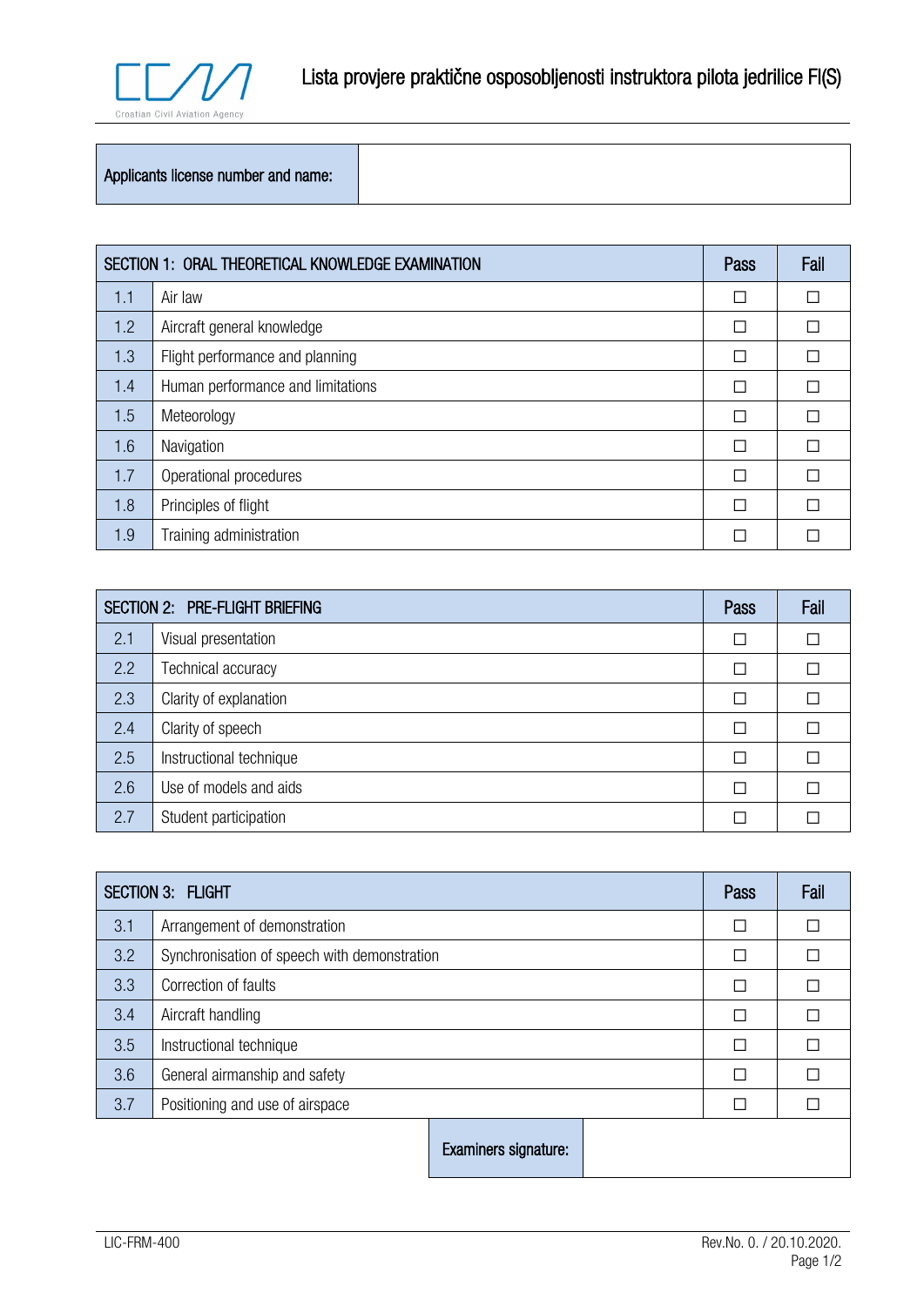# Lista provjere praktične osposobljenosti instruktora pilota jedrilice FI(S)

| Applicants license number and name: | |
|---|---|

| | SECTION 1: ORAL THEORETICAL KNOWLEDGE EXAMINATION | Pass | Fail |
|---|---|---|---|
| 1.1 | Air law | ☐ | ☐ |
| 1.2 | Aircraft general knowledge | ☐ | ☐ |
| 1.3 | Flight performance and planning | ☐ | ☐ |
| 1.4 | Human performance and limitations | ☐ | ☐ |
| 1.5 | Meteorology | ☐ | ☐ |
| 1.6 | Navigation | ☐ | ☐ |
| 1.7 | Operational procedures | ☐ | ☐ |
| 1.8 | Principles of flight | ☐ | ☐ |
| 1.9 | Training administration | ☐ | ☐ |

| | SECTION 2: PRE-FLIGHT BRIEFING | Pass | Fail |
|---|---|---|---|
| 2.1 | Visual presentation | ☐ | ☐ |
| 2.2 | Technical accuracy | ☐ | ☐ |
| 2.3 | Clarity of explanation | ☐ | ☐ |
| 2.4 | Clarity of speech | ☐ | ☐ |
| 2.5 | Instructional technique | ☐ | ☐ |
| 2.6 | Use of models and aids | ☐ | ☐ |
| 2.7 | Student participation | ☐ | ☐ |

| | SECTION 3: FLIGHT | Pass | Fail |
|---|---|---|---|
| 3.1 | Arrangement of demonstration | ☐ | ☐ |
| 3.2 | Synchronisation of speech with demonstration | ☐ | ☐ |
| 3.3 | Correction of faults | ☐ | ☐ |
| 3.4 | Aircraft handling | ☐ | ☐ |
| 3.5 | Instructional technique | ☐ | ☐ |
| 3.6 | General airmanship and safety | ☐ | ☐ |
| 3.7 | Positioning and use of airspace | ☐ | ☐ |

| Examiners signature: | |
|---|---|

LIC-FRM-400 Rev.No. 0. / 20.10.2020.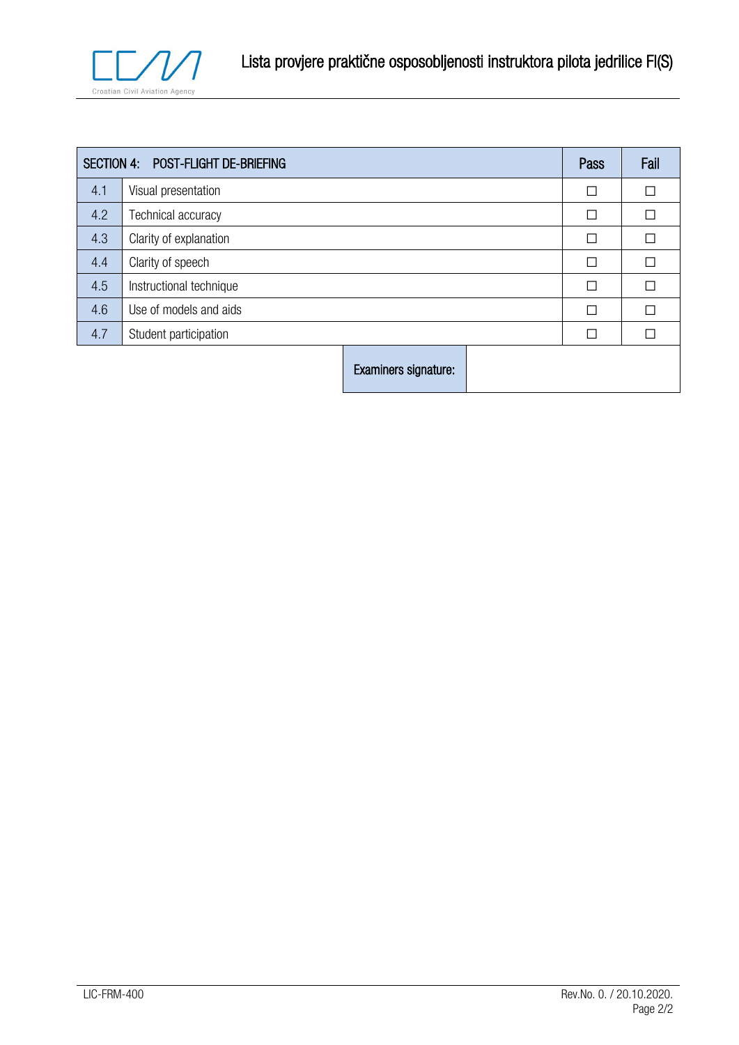| SECTION 4: POST-FLIGHT DE-BRIEFING | | Pass | Fail |
|---|---|---|---|
| 4.1 | Visual presentation | ☐ | ☐ |
| 4.2 | Technical accuracy | ☐ | ☐ |
| 4.3 | Clarity of explanation | ☐ | ☐ |
| 4.4 | Clarity of speech | ☐ | ☐ |
| 4.5 | Instructional technique | ☐ | ☐ |
| 4.6 | Use of models and aids | ☐ | ☐ |
| 4.7 | Student participation | ☐ | ☐ |

| Examiners signature: | |
|---|---|
| | |